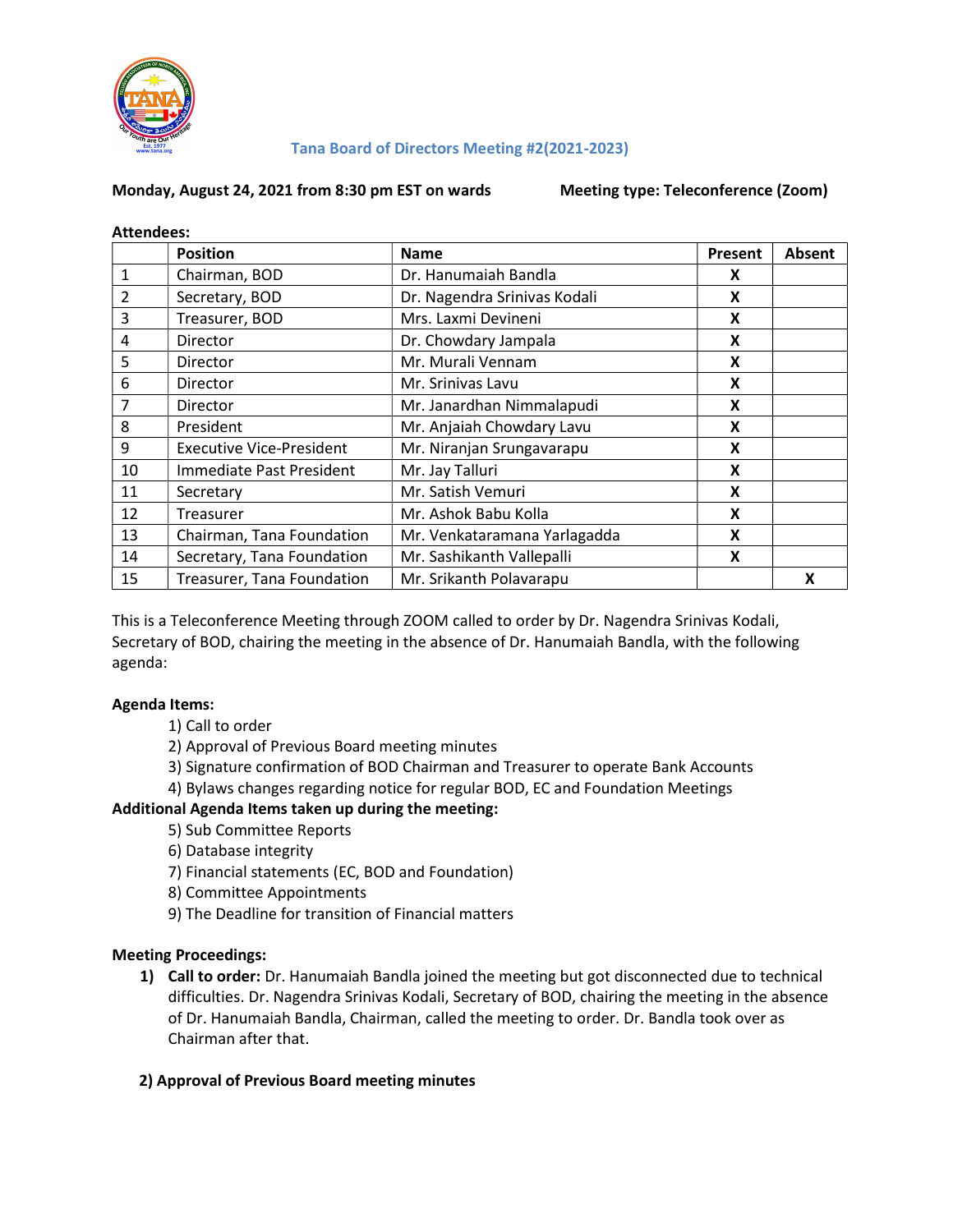# Tana Board of Directors Meeting #2(2021-2023)

**Monday, August 24, 2021 from 8:30 pm EST on wards** **Meeting type: Teleconference (Zoom)**

**Attendees:**

| | Position | Name | Present | Absent |
|---|---|---|---|---|
| 1 | Chairman, BOD | Dr. Hanumaiah Bandla | X | |
| 2 | Secretary, BOD | Dr. Nagendra Srinivas Kodali | X | |
| 3 | Treasurer, BOD | Mrs. Laxmi Devineni | X | |
| 4 | Director | Dr. Chowdary Jampala | X | |
| 5 | Director | Mr. Murali Vennam | X | |
| 6 | Director | Mr. Srinivas Lavu | X | |
| 7 | Director | Mr. Janardhan Nimmalapudi | X | |
| 8 | President | Mr. Anjaiah Chowdary Lavu | X | |
| 9 | Executive Vice-President | Mr. Niranjan Srungavarapu | X | |
| 10 | Immediate Past President | Mr. Jay Talluri | X | |
| 11 | Secretary | Mr. Satish Vemuri | X | |
| 12 | Treasurer | Mr. Ashok Babu Kolla | X | |
| 13 | Chairman, Tana Foundation | Mr. Venkataramana Yarlagadda | X | |
| 14 | Secretary, Tana Foundation | Mr. Sashikanth Vallepalli | X | |
| 15 | Treasurer, Tana Foundation | Mr. Srikanth Polavarapu | | X |

This is a Teleconference Meeting through ZOOM called to order by Dr. Nagendra Srinivas Kodali, Secretary of BOD, chairing the meeting in the absence of Dr. Hanumaiah Bandla, with the following agenda:

**Agenda Items:**

1) Call to order
2) Approval of Previous Board meeting minutes
3) Signature confirmation of BOD Chairman and Treasurer to operate Bank Accounts
4) Bylaws changes regarding notice for regular BOD, EC and Foundation Meetings

**Additional Agenda Items taken up during the meeting:**

5) Sub Committee Reports
6) Database integrity
7) Financial statements (EC, BOD and Foundation)
8) Committee Appointments
9) The Deadline for transition of Financial matters

**Meeting Proceedings:**

1) **Call to order:** Dr. Hanumaiah Bandla joined the meeting but got disconnected due to technical difficulties. Dr. Nagendra Srinivas Kodali, Secretary of BOD, chairing the meeting in the absence of Dr. Hanumaiah Bandla, Chairman, called the meeting to order. Dr. Bandla took over as Chairman after that.

2) **Approval of Previous Board meeting minutes**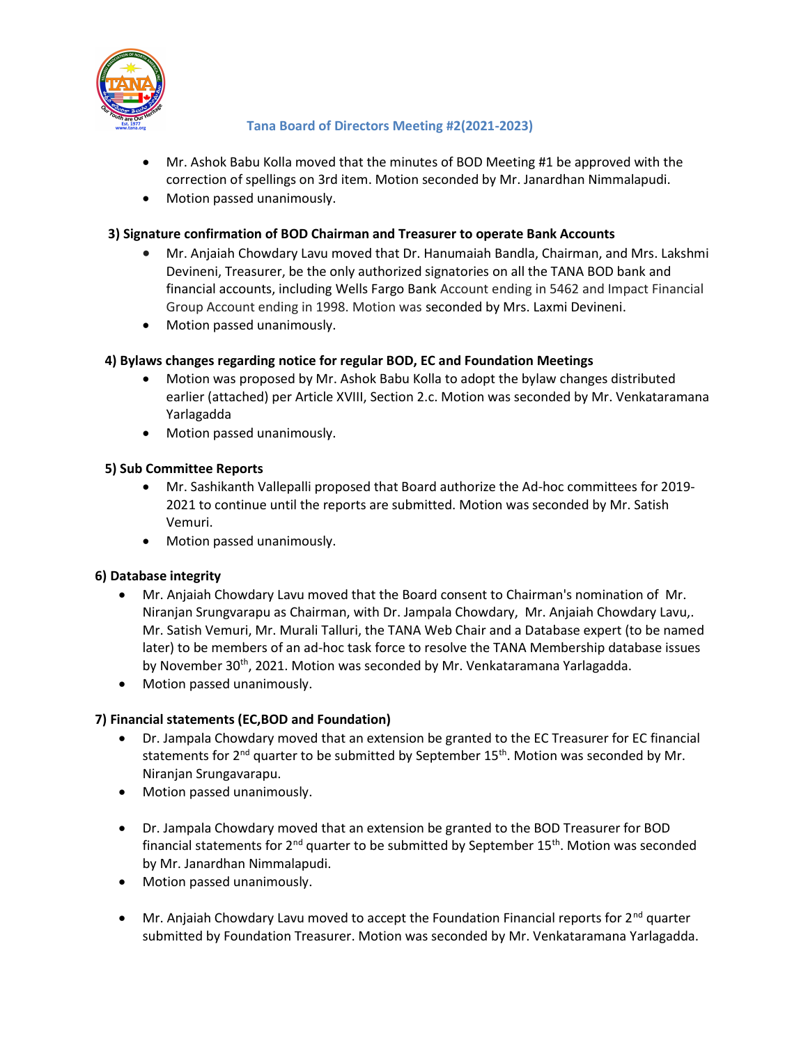### Tana Board of Directors Meeting #2(2021-2023)

- Mr. Ashok Babu Kolla moved that the minutes of BOD Meeting #1 be approved with the correction of spellings on 3rd item. Motion seconded by Mr. Janardhan Nimmalapudi.
- Motion passed unanimously.

**3) Signature confirmation of BOD Chairman and Treasurer to operate Bank Accounts**

- Mr. Anjaiah Chowdary Lavu moved that Dr. Hanumaiah Bandla, Chairman, and Mrs. Lakshmi Devineni, Treasurer, be the only authorized signatories on all the TANA BOD bank and financial accounts, including Wells Fargo Bank Account ending in 5462 and Impact Financial Group Account ending in 1998. Motion was seconded by Mrs. Laxmi Devineni.
- Motion passed unanimously.

**4) Bylaws changes regarding notice for regular BOD, EC and Foundation Meetings**

- Motion was proposed by Mr. Ashok Babu Kolla to adopt the bylaw changes distributed earlier (attached) per Article XVIII, Section 2.c. Motion was seconded by Mr. Venkataramana Yarlagadda
- Motion passed unanimously.

**5) Sub Committee Reports**

- Mr. Sashikanth Vallepalli proposed that Board authorize the Ad-hoc committees for 2019-2021 to continue until the reports are submitted. Motion was seconded by Mr. Satish Vemuri.
- Motion passed unanimously.

**6) Database integrity**

- Mr. Anjaiah Chowdary Lavu moved that the Board consent to Chairman's nomination of Mr. Niranjan Srungvarapu as Chairman, with Dr. Jampala Chowdary, Mr. Anjaiah Chowdary Lavu,. Mr. Satish Vemuri, Mr. Murali Talluri, the TANA Web Chair and a Database expert (to be named later) to be members of an ad-hoc task force to resolve the TANA Membership database issues by November 30th, 2021. Motion was seconded by Mr. Venkataramana Yarlagadda.
- Motion passed unanimously.

**7) Financial statements (EC,BOD and Foundation)**

- Dr. Jampala Chowdary moved that an extension be granted to the EC Treasurer for EC financial statements for 2nd quarter to be submitted by September 15th. Motion was seconded by Mr. Niranjan Srungavarapu.
- Motion passed unanimously.

- Dr. Jampala Chowdary moved that an extension be granted to the BOD Treasurer for BOD financial statements for 2nd quarter to be submitted by September 15th. Motion was seconded by Mr. Janardhan Nimmalapudi.
- Motion passed unanimously.

- Mr. Anjaiah Chowdary Lavu moved to accept the Foundation Financial reports for 2nd quarter submitted by Foundation Treasurer. Motion was seconded by Mr. Venkataramana Yarlagadda.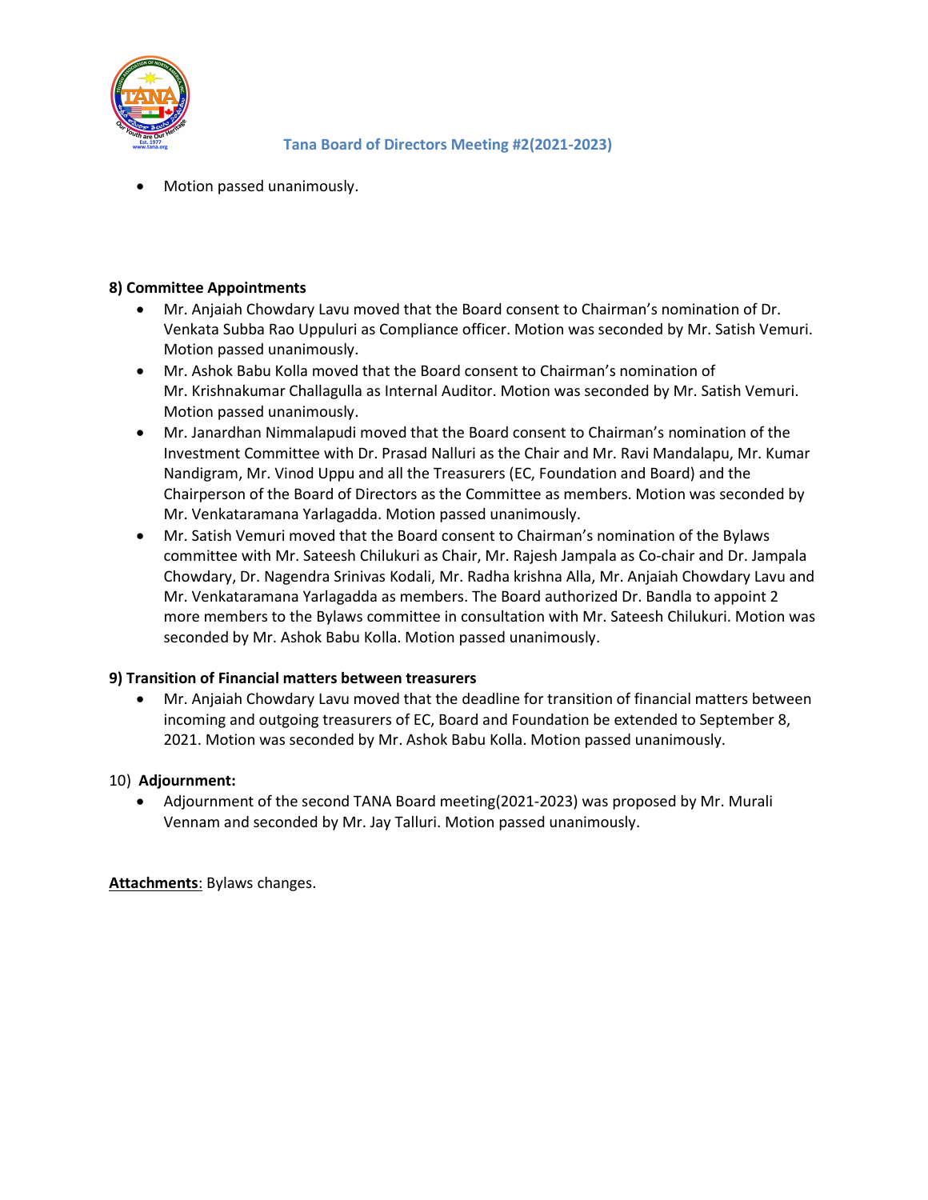- Motion passed unanimously.

**8) Committee Appointments**

- Mr. Anjaiah Chowdary Lavu moved that the Board consent to Chairman's nomination of Dr. Venkata Subba Rao Uppuluri as Compliance officer. Motion was seconded by Mr. Satish Vemuri. Motion passed unanimously.
- Mr. Ashok Babu Kolla moved that the Board consent to Chairman's nomination of Mr. Krishnakumar Challagulla as Internal Auditor. Motion was seconded by Mr. Satish Vemuri. Motion passed unanimously.
- Mr. Janardhan Nimmalapudi moved that the Board consent to Chairman's nomination of the Investment Committee with Dr. Prasad Nalluri as the Chair and Mr. Ravi Mandalapu, Mr. Kumar Nandigram, Mr. Vinod Uppu and all the Treasurers (EC, Foundation and Board) and the Chairperson of the Board of Directors as the Committee as members. Motion was seconded by Mr. Venkataramana Yarlagadda. Motion passed unanimously.
- Mr. Satish Vemuri moved that the Board consent to Chairman's nomination of the Bylaws committee with Mr. Sateesh Chilukuri as Chair, Mr. Rajesh Jampala as Co-chair and Dr. Jampala Chowdary, Dr. Nagendra Srinivas Kodali, Mr. Radha krishna Alla, Mr. Anjaiah Chowdary Lavu and Mr. Venkataramana Yarlagadda as members. The Board authorized Dr. Bandla to appoint 2 more members to the Bylaws committee in consultation with Mr. Sateesh Chilukuri. Motion was seconded by Mr. Ashok Babu Kolla. Motion passed unanimously.

**9) Transition of Financial matters between treasurers**

- Mr. Anjaiah Chowdary Lavu moved that the deadline for transition of financial matters between incoming and outgoing treasurers of EC, Board and Foundation be extended to September 8, 2021. Motion was seconded by Mr. Ashok Babu Kolla. Motion passed unanimously.

10) **Adjournment:**

- Adjournment of the second TANA Board meeting(2021-2023) was proposed by Mr. Murali Vennam and seconded by Mr. Jay Talluri. Motion passed unanimously.

**Attachments**: Bylaws changes.